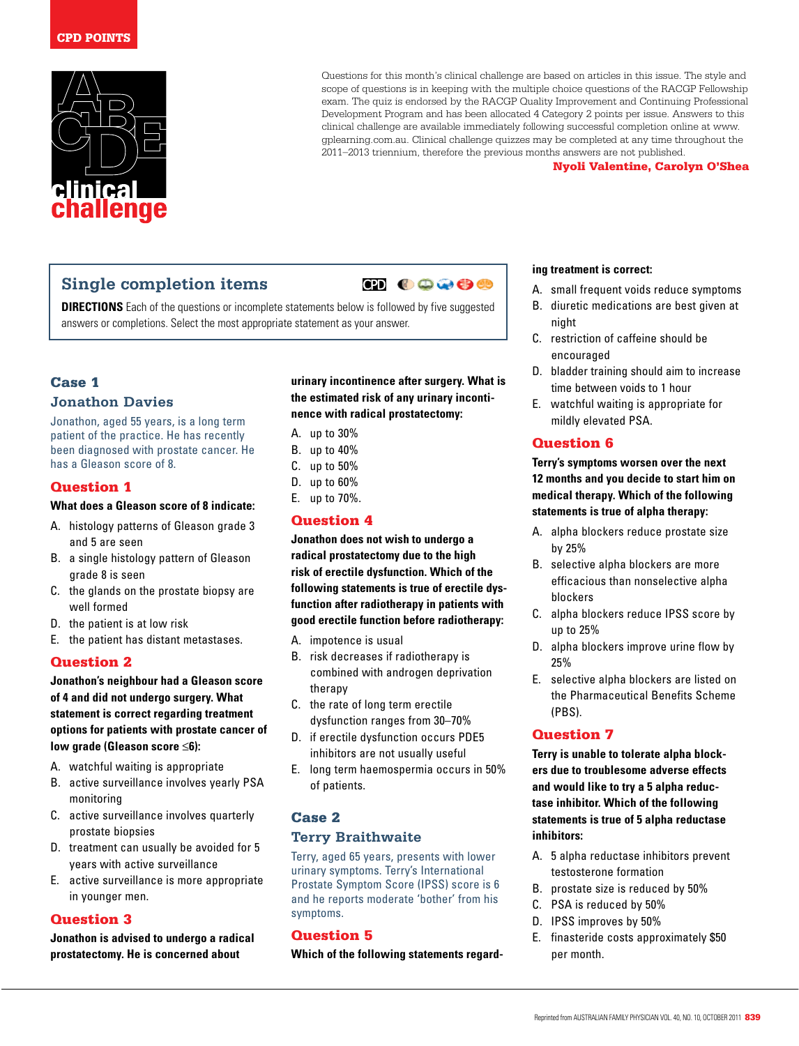CPD POINTS

# clinical challenge

Questions for this month's clinical challenge are based on articles in this issue. The style and scope of questions is in keeping with the multiple choice questions of the RACGP Fellowship exam. The quiz is endorsed by the RACGP Quality Improvement and Continuing Professional Development Program and has been allocated 4 Category 2 points per issue. Answers to this clinical challenge are available immediately following successful completion online at www.gplearning.com.au. Clinical challenge quizzes may be completed at any time throughout the 2011–2013 triennium, therefore the previous months answers are not published.

**Nyoli Valentine, Carolyn O'Shea**

## Single completion items

**DIRECTIONS** Each of the questions or incomplete statements below is followed by five suggested answers or completions. Select the most appropriate statement as your answer.

## Case 1

### Jonathon Davies

Jonathon, aged 55 years, is a long term patient of the practice. He has recently been diagnosed with prostate cancer. He has a Gleason score of 8.

### Question 1

**What does a Gleason score of 8 indicate:**

A. histology patterns of Gleason grade 3 and 5 are seen
B. a single histology pattern of Gleason grade 8 is seen
C. the glands on the prostate biopsy are well formed
D. the patient is at low risk
E. the patient has distant metastases.

### Question 2

**Jonathon's neighbour had a Gleason score of 4 and did not undergo surgery. What statement is correct regarding treatment options for patients with prostate cancer of low grade (Gleason score ≤6):**

A. watchful waiting is appropriate
B. active surveillance involves yearly PSA monitoring
C. active surveillance involves quarterly prostate biopsies
D. treatment can usually be avoided for 5 years with active surveillance
E. active surveillance is more appropriate in younger men.

### Question 3

**Jonathon is advised to undergo a radical prostatectomy. He is concerned about urinary incontinence after surgery. What is the estimated risk of any urinary incontinence with radical prostatectomy:**

A. up to 30%
B. up to 40%
C. up to 50%
D. up to 60%
E. up to 70%.

### Question 4

**Jonathon does not wish to undergo a radical prostatectomy due to the high risk of erectile dysfunction. Which of the following statements is true of erectile dysfunction after radiotherapy in patients with good erectile function before radiotherapy:**

A. impotence is usual
B. risk decreases if radiotherapy is combined with androgen deprivation therapy
C. the rate of long term erectile dysfunction ranges from 30–70%
D. if erectile dysfunction occurs PDE5 inhibitors are not usually useful
E. long term haemospermia occurs in 50% of patients.

## Case 2

### Terry Braithwaite

Terry, aged 65 years, presents with lower urinary symptoms. Terry's International Prostate Symptom Score (IPSS) score is 6 and he reports moderate 'bother' from his symptoms.

### Question 5

**Which of the following statements regarding treatment is correct:**

A. small frequent voids reduce symptoms
B. diuretic medications are best given at night
C. restriction of caffeine should be encouraged
D. bladder training should aim to increase time between voids to 1 hour
E. watchful waiting is appropriate for mildly elevated PSA.

### Question 6

**Terry's symptoms worsen over the next 12 months and you decide to start him on medical therapy. Which of the following statements is true of alpha therapy:**

A. alpha blockers reduce prostate size by 25%
B. selective alpha blockers are more efficacious than nonselective alpha blockers
C. alpha blockers reduce IPSS score by up to 25%
D. alpha blockers improve urine flow by 25%
E. selective alpha blockers are listed on the Pharmaceutical Benefits Scheme (PBS).

### Question 7

**Terry is unable to tolerate alpha blockers due to troublesome adverse effects and would like to try a 5 alpha reductase inhibitor. Which of the following statements is true of 5 alpha reductase inhibitors:**

A. 5 alpha reductase inhibitors prevent testosterone formation
B. prostate size is reduced by 50%
C. PSA is reduced by 50%
D. IPSS improves by 50%
E. finasteride costs approximately $50 per month.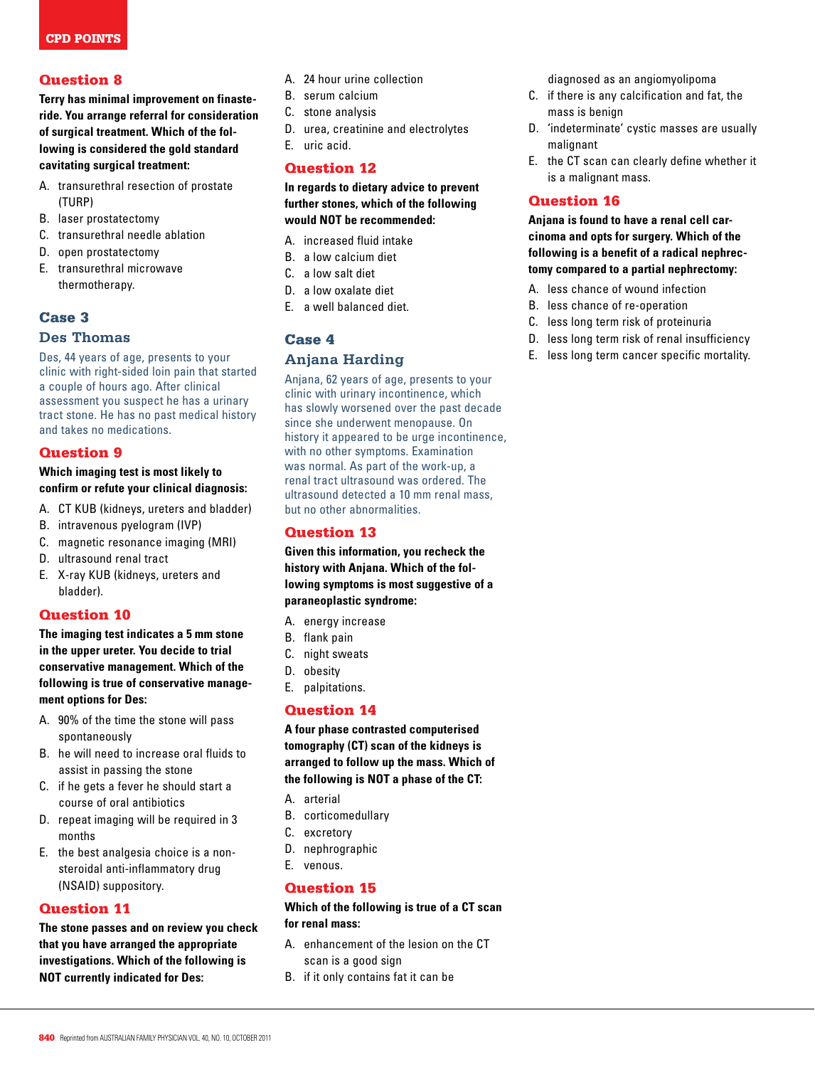CPD POINTS

## Question 8

**Terry has minimal improvement on finasteride. You arrange referral for consideration of surgical treatment. Which of the following is considered the gold standard cavitating surgical treatment:**

A. transurethral resection of prostate (TURP)
B. laser prostatectomy
C. transurethral needle ablation
D. open prostatectomy
E. transurethral microwave thermotherapy.

## Case 3

### Des Thomas

Des, 44 years of age, presents to your clinic with right-sided loin pain that started a couple of hours ago. After clinical assessment you suspect he has a urinary tract stone. He has no past medical history and takes no medications.

## Question 9

**Which imaging test is most likely to confirm or refute your clinical diagnosis:**

A. CT KUB (kidneys, ureters and bladder)
B. intravenous pyelogram (IVP)
C. magnetic resonance imaging (MRI)
D. ultrasound renal tract
E. X-ray KUB (kidneys, ureters and bladder).

## Question 10

**The imaging test indicates a 5 mm stone in the upper ureter. You decide to trial conservative management. Which of the following is true of conservative management options for Des:**

A. 90% of the time the stone will pass spontaneously
B. he will need to increase oral fluids to assist in passing the stone
C. if he gets a fever he should start a course of oral antibiotics
D. repeat imaging will be required in 3 months
E. the best analgesia choice is a non-steroidal anti-inflammatory drug (NSAID) suppository.

## Question 11

**The stone passes and on review you check that you have arranged the appropriate investigations. Which of the following is NOT currently indicated for Des:**

A. 24 hour urine collection
B. serum calcium
C. stone analysis
D. urea, creatinine and electrolytes
E. uric acid.

## Question 12

**In regards to dietary advice to prevent further stones, which of the following would NOT be recommended:**

A. increased fluid intake
B. a low calcium diet
C. a low salt diet
D. a low oxalate diet
E. a well balanced diet.

## Case 4

### Anjana Harding

Anjana, 62 years of age, presents to your clinic with urinary incontinence, which has slowly worsened over the past decade since she underwent menopause. On history it appeared to be urge incontinence, with no other symptoms. Examination was normal. As part of the work-up, a renal tract ultrasound was ordered. The ultrasound detected a 10 mm renal mass, but no other abnormalities.

## Question 13

**Given this information, you recheck the history with Anjana. Which of the following symptoms is most suggestive of a paraneoplastic syndrome:**

A. energy increase
B. flank pain
C. night sweats
D. obesity
E. palpitations.

## Question 14

**A four phase contrasted computerised tomography (CT) scan of the kidneys is arranged to follow up the mass. Which of the following is NOT a phase of the CT:**

A. arterial
B. corticomedullary
C. excretory
D. nephrographic
E. venous.

## Question 15

**Which of the following is true of a CT scan for renal mass:**

A. enhancement of the lesion on the CT scan is a good sign
B. if it only contains fat it can be diagnosed as an angiomyolipoma
C. if there is any calcification and fat, the mass is benign
D. 'indeterminate' cystic masses are usually malignant
E. the CT scan can clearly define whether it is a malignant mass.

## Question 16

**Anjana is found to have a renal cell carcinoma and opts for surgery. Which of the following is a benefit of a radical nephrectomy compared to a partial nephrectomy:**

A. less chance of wound infection
B. less chance of re-operation
C. less long term risk of proteinuria
D. less long term risk of renal insufficiency
E. less long term cancer specific mortality.